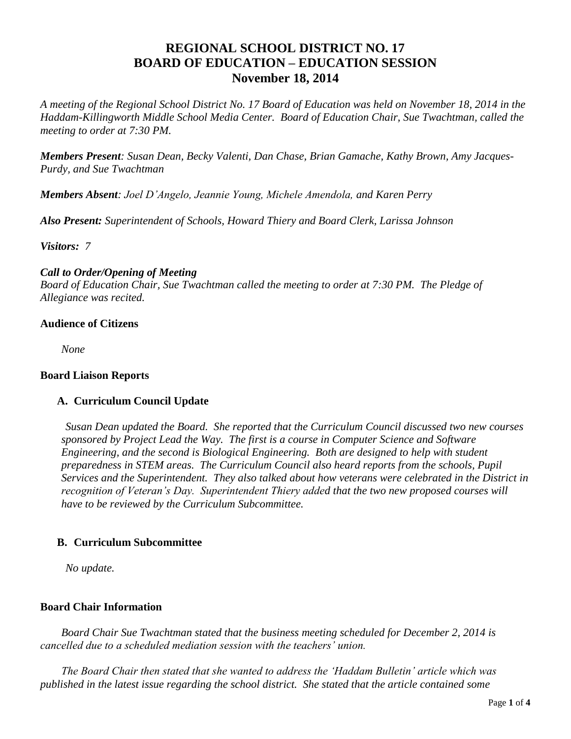# REGIONAL SCHOOL DISTRICT NO. 17
# BOARD OF EDUCATION – EDUCATION SESSION
# November 18, 2014

*A meeting of the Regional School District No. 17 Board of Education was held on November 18, 2014 in the Haddam-Killingworth Middle School Media Center. Board of Education Chair, Sue Twachtman, called the meeting to order at 7:30 PM.*

***Members Present**: Susan Dean, Becky Valenti, Dan Chase, Brian Gamache, Kathy Brown, Amy Jacques-Purdy, and Sue Twachtman*

***Members Absent**: Joel D'Angelo, Jeannie Young, Michele Amendola, and Karen Perry*

***Also Present:** Superintendent of Schools, Howard Thiery and Board Clerk, Larissa Johnson*

***Visitors:** 7*

***Call to Order/Opening of Meeting***
*Board of Education Chair, Sue Twachtman called the meeting to order at 7:30 PM. The Pledge of Allegiance was recited.*

**Audience of Citizens**

*None*

**Board Liaison Reports**

**A. Curriculum Council Update**

*Susan Dean updated the Board. She reported that the Curriculum Council discussed two new courses sponsored by Project Lead the Way. The first is a course in Computer Science and Software Engineering, and the second is Biological Engineering. Both are designed to help with student preparedness in STEM areas. The Curriculum Council also heard reports from the schools, Pupil Services and the Superintendent. They also talked about how veterans were celebrated in the District in recognition of Veteran's Day. Superintendent Thiery added that the two new proposed courses will have to be reviewed by the Curriculum Subcommittee.*

**B. Curriculum Subcommittee**

*No update.*

**Board Chair Information**

*Board Chair Sue Twachtman stated that the business meeting scheduled for December 2, 2014 is cancelled due to a scheduled mediation session with the teachers' union.*

*The Board Chair then stated that she wanted to address the 'Haddam Bulletin' article which was published in the latest issue regarding the school district. She stated that the article contained some*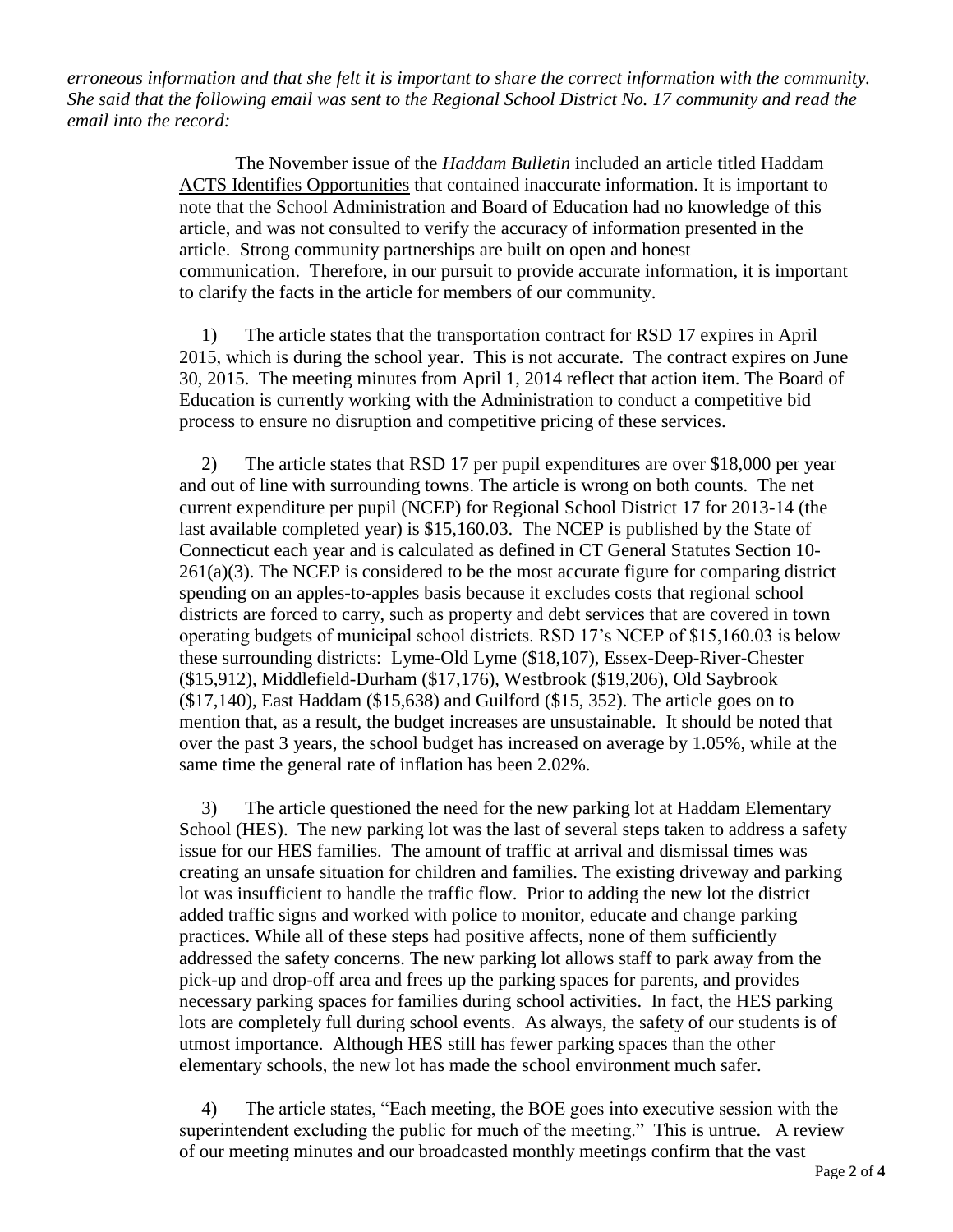*erroneous information and that she felt it is important to share the correct information with the community. She said that the following email was sent to the Regional School District No. 17 community and read the email into the record:*

> The November issue of the *Haddam Bulletin* included an article titled Haddam ACTS Identifies Opportunities that contained inaccurate information. It is important to note that the School Administration and Board of Education had no knowledge of this article, and was not consulted to verify the accuracy of information presented in the article. Strong community partnerships are built on open and honest communication. Therefore, in our pursuit to provide accurate information, it is important to clarify the facts in the article for members of our community.
>
> 1) The article states that the transportation contract for RSD 17 expires in April 2015, which is during the school year. This is not accurate. The contract expires on June 30, 2015. The meeting minutes from April 1, 2014 reflect that action item. The Board of Education is currently working with the Administration to conduct a competitive bid process to ensure no disruption and competitive pricing of these services.
>
> 2) The article states that RSD 17 per pupil expenditures are over $18,000 per year and out of line with surrounding towns. The article is wrong on both counts. The net current expenditure per pupil (NCEP) for Regional School District 17 for 2013-14 (the last available completed year) is $15,160.03. The NCEP is published by the State of Connecticut each year and is calculated as defined in CT General Statutes Section 10-261(a)(3). The NCEP is considered to be the most accurate figure for comparing district spending on an apples-to-apples basis because it excludes costs that regional school districts are forced to carry, such as property and debt services that are covered in town operating budgets of municipal school districts. RSD 17's NCEP of $15,160.03 is below these surrounding districts: Lyme-Old Lyme ($18,107), Essex-Deep-River-Chester ($15,912), Middlefield-Durham ($17,176), Westbrook ($19,206), Old Saybrook ($17,140), East Haddam ($15,638) and Guilford ($15, 352). The article goes on to mention that, as a result, the budget increases are unsustainable. It should be noted that over the past 3 years, the school budget has increased on average by 1.05%, while at the same time the general rate of inflation has been 2.02%.
>
> 3) The article questioned the need for the new parking lot at Haddam Elementary School (HES). The new parking lot was the last of several steps taken to address a safety issue for our HES families. The amount of traffic at arrival and dismissal times was creating an unsafe situation for children and families. The existing driveway and parking lot was insufficient to handle the traffic flow. Prior to adding the new lot the district added traffic signs and worked with police to monitor, educate and change parking practices. While all of these steps had positive affects, none of them sufficiently addressed the safety concerns. The new parking lot allows staff to park away from the pick-up and drop-off area and frees up the parking spaces for parents, and provides necessary parking spaces for families during school activities. In fact, the HES parking lots are completely full during school events. As always, the safety of our students is of utmost importance. Although HES still has fewer parking spaces than the other elementary schools, the new lot has made the school environment much safer.
>
> 4) The article states, "Each meeting, the BOE goes into executive session with the superintendent excluding the public for much of the meeting." This is untrue. A review of our meeting minutes and our broadcasted monthly meetings confirm that the vast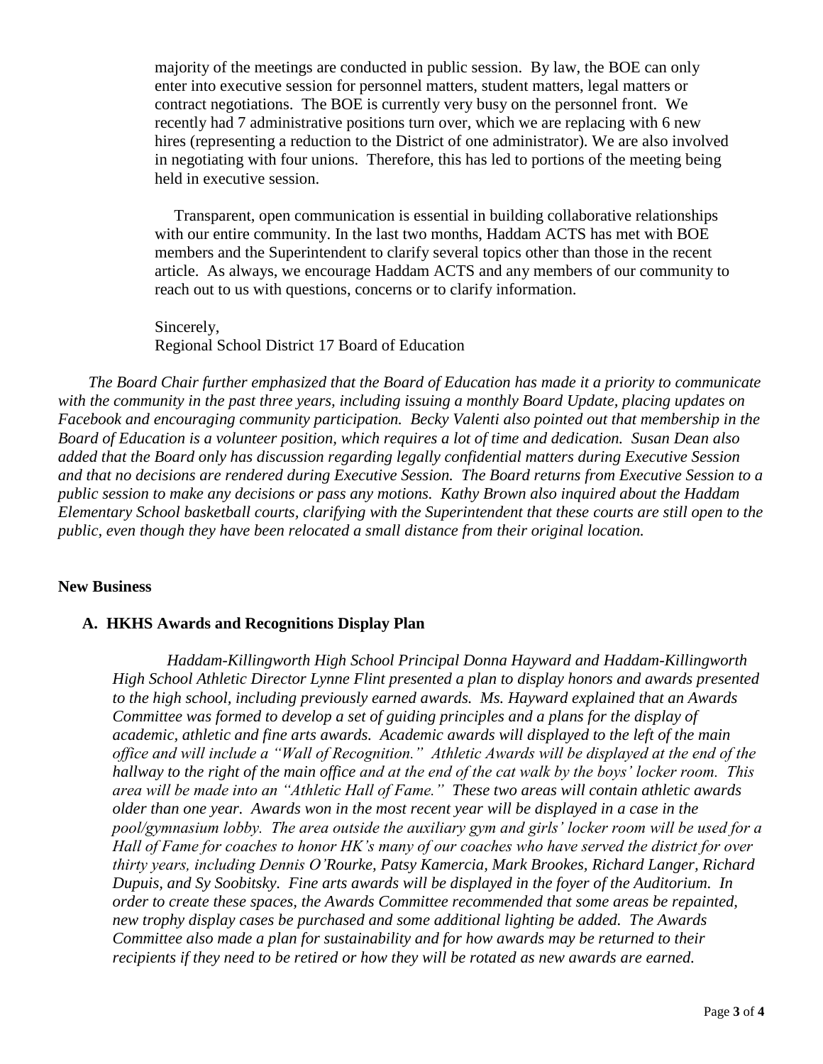majority of the meetings are conducted in public session. By law, the BOE can only enter into executive session for personnel matters, student matters, legal matters or contract negotiations. The BOE is currently very busy on the personnel front. We recently had 7 administrative positions turn over, which we are replacing with 6 new hires (representing a reduction to the District of one administrator). We are also involved in negotiating with four unions. Therefore, this has led to portions of the meeting being held in executive session.

Transparent, open communication is essential in building collaborative relationships with our entire community. In the last two months, Haddam ACTS has met with BOE members and the Superintendent to clarify several topics other than those in the recent article. As always, we encourage Haddam ACTS and any members of our community to reach out to us with questions, concerns or to clarify information.

Sincerely,
Regional School District 17 Board of Education

*The Board Chair further emphasized that the Board of Education has made it a priority to communicate with the community in the past three years, including issuing a monthly Board Update, placing updates on Facebook and encouraging community participation. Becky Valenti also pointed out that membership in the Board of Education is a volunteer position, which requires a lot of time and dedication. Susan Dean also added that the Board only has discussion regarding legally confidential matters during Executive Session and that no decisions are rendered during Executive Session. The Board returns from Executive Session to a public session to make any decisions or pass any motions. Kathy Brown also inquired about the Haddam Elementary School basketball courts, clarifying with the Superintendent that these courts are still open to the public, even though they have been relocated a small distance from their original location.*

**New Business**

**A. HKHS Awards and Recognitions Display Plan**

*Haddam-Killingworth High School Principal Donna Hayward and Haddam-Killingworth High School Athletic Director Lynne Flint presented a plan to display honors and awards presented to the high school, including previously earned awards. Ms. Hayward explained that an Awards Committee was formed to develop a set of guiding principles and a plans for the display of academic, athletic and fine arts awards. Academic awards will displayed to the left of the main office and will include a "Wall of Recognition." Athletic Awards will be displayed at the end of the hallway to the right of the main office and at the end of the cat walk by the boys' locker room. This area will be made into an "Athletic Hall of Fame." These two areas will contain athletic awards older than one year. Awards won in the most recent year will be displayed in a case in the pool/gymnasium lobby. The area outside the auxiliary gym and girls' locker room will be used for a Hall of Fame for coaches to honor HK's many of our coaches who have served the district for over thirty years, including Dennis O'Rourke, Patsy Kamercia, Mark Brookes, Richard Langer, Richard Dupuis, and Sy Soobitsky. Fine arts awards will be displayed in the foyer of the Auditorium. In order to create these spaces, the Awards Committee recommended that some areas be repainted, new trophy display cases be purchased and some additional lighting be added. The Awards Committee also made a plan for sustainability and for how awards may be returned to their recipients if they need to be retired or how they will be rotated as new awards are earned.*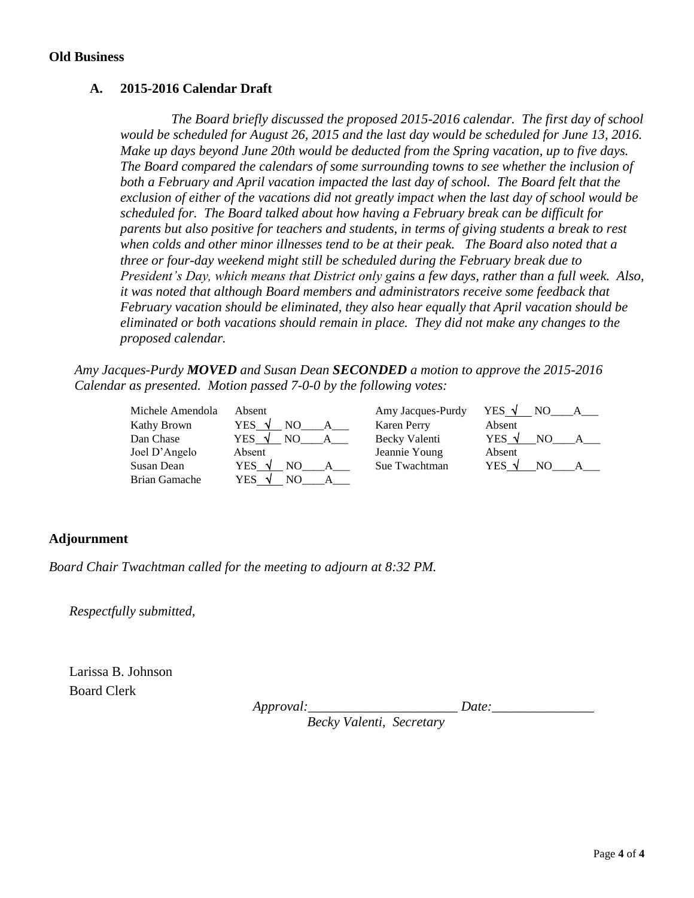**Old Business**

**A. 2015-2016 Calendar Draft**

*The Board briefly discussed the proposed 2015-2016 calendar. The first day of school would be scheduled for August 26, 2015 and the last day would be scheduled for June 13, 2016. Make up days beyond June 20th would be deducted from the Spring vacation, up to five days. The Board compared the calendars of some surrounding towns to see whether the inclusion of both a February and April vacation impacted the last day of school. The Board felt that the exclusion of either of the vacations did not greatly impact when the last day of school would be scheduled for. The Board talked about how having a February break can be difficult for parents but also positive for teachers and students, in terms of giving students a break to rest when colds and other minor illnesses tend to be at their peak. The Board also noted that a three or four-day weekend might still be scheduled during the February break due to President's Day, which means that District only gains a few days, rather than a full week. Also, it was noted that although Board members and administrators receive some feedback that February vacation should be eliminated, they also hear equally that April vacation should be eliminated or both vacations should remain in place. They did not make any changes to the proposed calendar.*

*Amy Jacques-Purdy **MOVED** and Susan Dean **SECONDED** a motion to approve the 2015-2016 Calendar as presented. Motion passed 7-0-0 by the following votes:*

| | | | |
|---|---|---|---|
| Michele Amendola | Absent | Amy Jacques-Purdy | YES √ NO___ A___ |
| Kathy Brown | YES √ NO___ A___ | Karen Perry | Absent |
| Dan Chase | YES √ NO___ A___ | Becky Valenti | YES √ NO___ A___ |
| Joel D'Angelo | Absent | Jeannie Young | Absent |
| Susan Dean | YES √ NO___ A___ | Sue Twachtman | YES √ NO___ A___ |
| Brian Gamache | YES √ NO___ A___ | | |

**Adjournment**

*Board Chair Twachtman called for the meeting to adjourn at 8:32 PM.*

*Respectfully submitted,*

Larissa B. Johnson
Board Clerk

*Approval:_____________________ Date:_______________*
*Becky Valenti, Secretary*